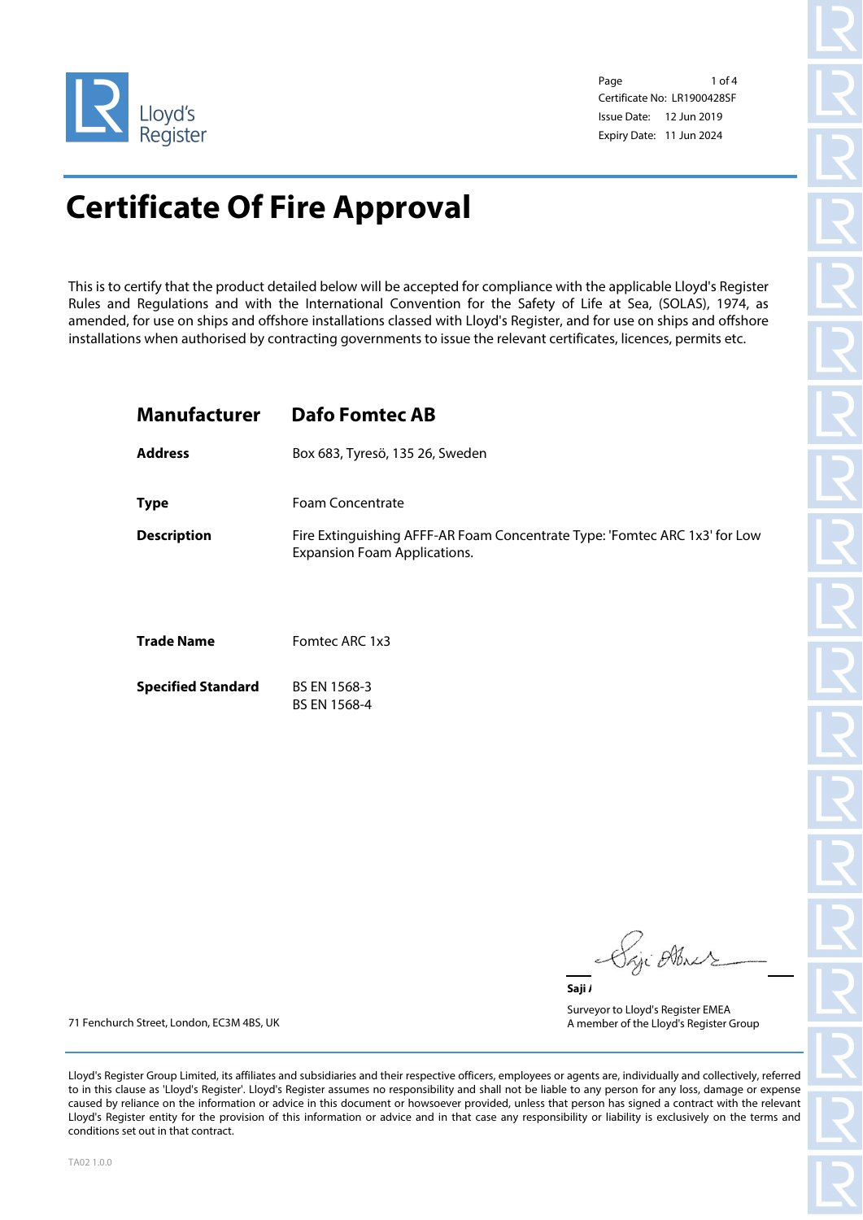Lloyd's Register

Certificate No: LR1900428SF
Issue Date: 12 Jun 2019
Expiry Date: 11 Jun 2024

# Certificate Of Fire Approval

This is to certify that the product detailed below will be accepted for compliance with the applicable Lloyd's Register Rules and Regulations and with the International Convention for the Safety of Life at Sea, (SOLAS), 1974, as amended, for use on ships and offshore installations classed with Lloyd's Register, and for use on ships and offshore installations when authorised by contracting governments to issue the relevant certificates, licences, permits etc.

| | |
|---|---|
| **Manufacturer** | **Dafo Fomtec AB** |
| **Address** | Box 683, Tyresö, 135 26, Sweden |
| **Type** | Foam Concentrate |
| **Description** | Fire Extinguishing AFFF-AR Foam Concentrate Type: 'Fomtec ARC 1x3' for Low Expansion Foam Applications. |
| **Trade Name** | Fomtec ARC 1x3 |
| **Specified Standard** | BS EN 1568-3<br>BS EN 1568-4 |

**Saji A**

Surveyor to Lloyd's Register EMEA
A member of the Lloyd's Register Group

71 Fenchurch Street, London, EC3M 4BS, UK

Lloyd's Register Group Limited, its affiliates and subsidiaries and their respective officers, employees or agents are, individually and collectively, referred to in this clause as 'Lloyd's Register'. Lloyd's Register assumes no responsibility and shall not be liable to any person for any loss, damage or expense caused by reliance on the information or advice in this document or howsoever provided, unless that person has signed a contract with the relevant Lloyd's Register entity for the provision of this information or advice and in that case any responsibility or liability is exclusively on the terms and conditions set out in that contract.

TA02 1.0.0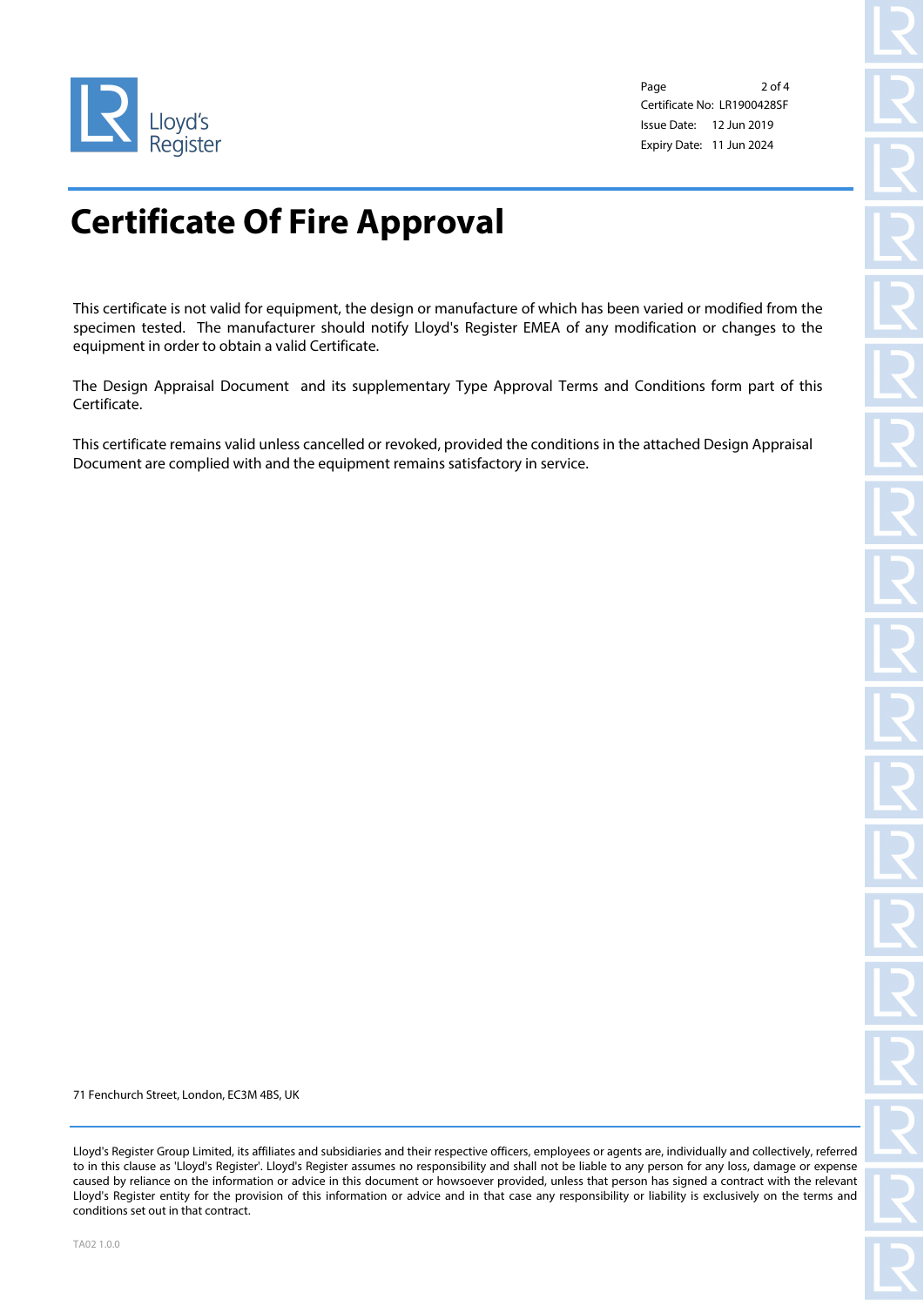Certificate No: LR1900428SF
Issue Date: 12 Jun 2019
Expiry Date: 11 Jun 2024

# Certificate Of Fire Approval

This certificate is not valid for equipment, the design or manufacture of which has been varied or modified from the specimen tested. The manufacturer should notify Lloyd's Register EMEA of any modification or changes to the equipment in order to obtain a valid Certificate.

The Design Appraisal Document and its supplementary Type Approval Terms and Conditions form part of this Certificate.

This certificate remains valid unless cancelled or revoked, provided the conditions in the attached Design Appraisal Document are complied with and the equipment remains satisfactory in service.

71 Fenchurch Street, London, EC3M 4BS, UK

Lloyd's Register Group Limited, its affiliates and subsidiaries and their respective officers, employees or agents are, individually and collectively, referred to in this clause as 'Lloyd's Register'. Lloyd's Register assumes no responsibility and shall not be liable to any person for any loss, damage or expense caused by reliance on the information or advice in this document or howsoever provided, unless that person has signed a contract with the relevant Lloyd's Register entity for the provision of this information or advice and in that case any responsibility or liability is exclusively on the terms and conditions set out in that contract.

TA02 1.0.0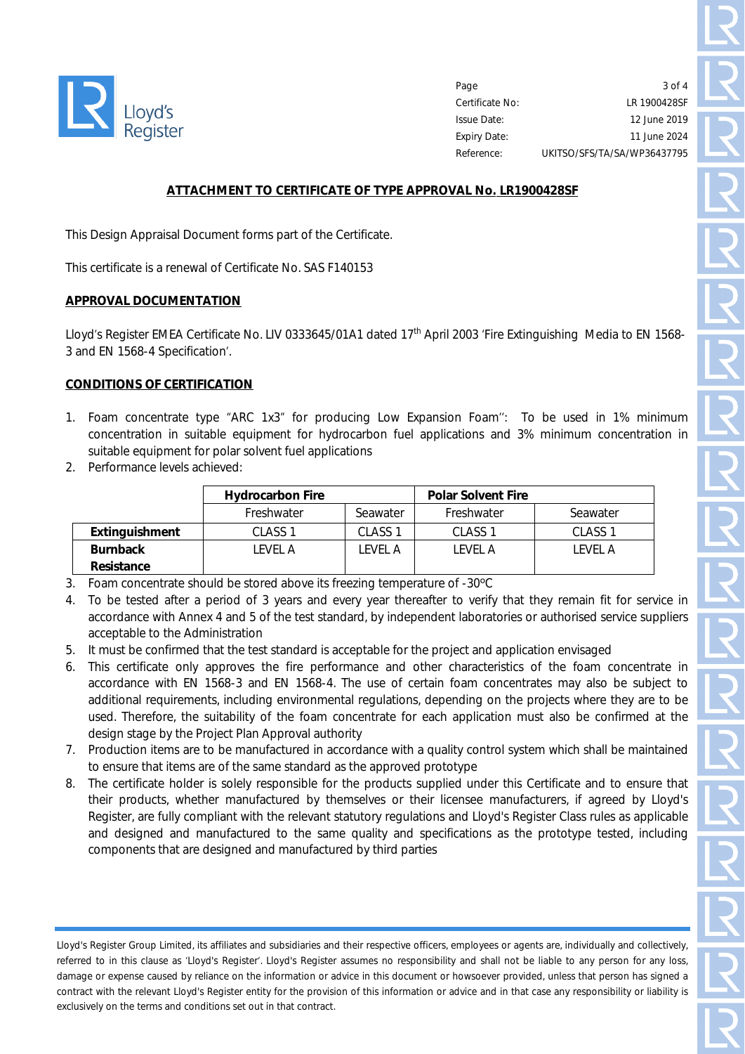## ATTACHMENT TO CERTIFICATE OF TYPE APPROVAL No. LR1900428SF

This Design Appraisal Document forms part of the Certificate.

This certificate is a renewal of Certificate No. SAS F140153

### APPROVAL DOCUMENTATION

Lloyd's Register EMEA Certificate No. LIV 0333645/01A1 dated 17th April 2003 'Fire Extinguishing Media to EN 1568-3 and EN 1568-4 Specification'.

### CONDITIONS OF CERTIFICATION

1. Foam concentrate type "ARC 1x3" for producing Low Expansion Foam'': To be used in 1% minimum concentration in suitable equipment for hydrocarbon fuel applications and 3% minimum concentration in suitable equipment for polar solvent fuel applications
2. Performance levels achieved:

| | **Hydrocarbon Fire** | | **Polar Solvent Fire** | |
|---|---|---|---|---|
| | Freshwater | Seawater | Freshwater | Seawater |
| **Extinguishment** | CLASS 1 | CLASS 1 | CLASS 1 | CLASS 1 |
| **Burnback Resistance** | LEVEL A | LEVEL A | LEVEL A | LEVEL A |

3. Foam concentrate should be stored above its freezing temperature of -30ºC
4. To be tested after a period of 3 years and every year thereafter to verify that they remain fit for service in accordance with Annex 4 and 5 of the test standard, by independent laboratories or authorised service suppliers acceptable to the Administration
5. It must be confirmed that the test standard is acceptable for the project and application envisaged
6. This certificate only approves the fire performance and other characteristics of the foam concentrate in accordance with EN 1568-3 and EN 1568-4. The use of certain foam concentrates may also be subject to additional requirements, including environmental regulations, depending on the projects where they are to be used. Therefore, the suitability of the foam concentrate for each application must also be confirmed at the design stage by the Project Plan Approval authority
7. Production items are to be manufactured in accordance with a quality control system which shall be maintained to ensure that items are of the same standard as the approved prototype
8. The certificate holder is solely responsible for the products supplied under this Certificate and to ensure that their products, whether manufactured by themselves or their licensee manufacturers, if agreed by Lloyd's Register, are fully compliant with the relevant statutory regulations and Lloyd's Register Class rules as applicable and designed and manufactured to the same quality and specifications as the prototype tested, including components that are designed and manufactured by third parties

Lloyd's Register Group Limited, its affiliates and subsidiaries and their respective officers, employees or agents are, individually and collectively, referred to in this clause as 'Lloyd's Register'. Lloyd's Register assumes no responsibility and shall not be liable to any person for any loss, damage or expense caused by reliance on the information or advice in this document or howsoever provided, unless that person has signed a contract with the relevant Lloyd's Register entity for the provision of this information or advice and in that case any responsibility or liability is exclusively on the terms and conditions set out in that contract.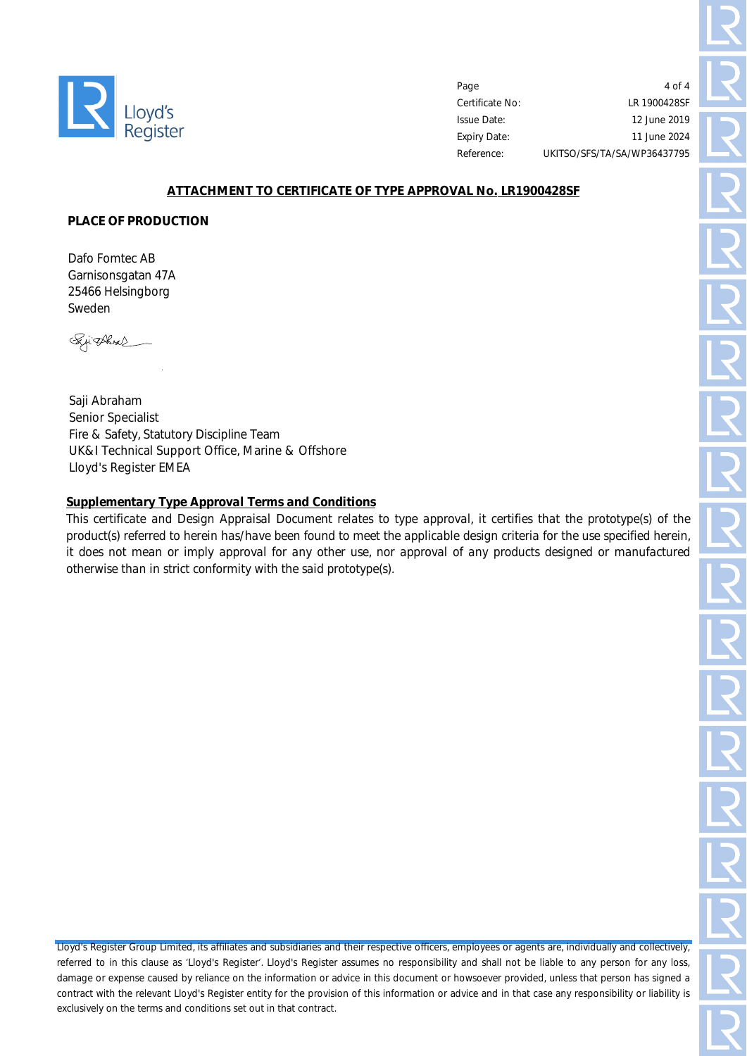Lloyd's Register

| | |
|---|---|
| Page | 4 of 4 |
| Certificate No: | LR 1900428SF |
| Issue Date: | 12 June 2019 |
| Expiry Date: | 11 June 2024 |
| Reference: | UKITSO/SFS/TA/SA/WP36437795 |

## ATTACHMENT TO CERTIFICATE OF TYPE APPROVAL No. LR1900428SF

**PLACE OF PRODUCTION**

Dafo Fomtec AB
Garnisonsgatan 47A
25466 Helsingborg
Sweden

Saji Abraham
Senior Specialist
Fire & Safety, Statutory Discipline Team
UK&I Technical Support Office, Marine & Offshore
Lloyd's Register EMEA

***Supplementary Type Approval Terms and Conditions***

*This certificate and Design Appraisal Document relates to type approval, it certifies that the prototype(s) of the product(s) referred to herein has/have been found to meet the applicable design criteria for the use specified herein, it does not mean or imply approval for any other use, nor approval of any products designed or manufactured otherwise than in strict conformity with the said prototype(s).*

Lloyd's Register Group Limited, its affiliates and subsidiaries and their respective officers, employees or agents are, individually and collectively, referred to in this clause as 'Lloyd's Register'. Lloyd's Register assumes no responsibility and shall not be liable to any person for any loss, damage or expense caused by reliance on the information or advice in this document or howsoever provided, unless that person has signed a contract with the relevant Lloyd's Register entity for the provision of this information or advice and in that case any responsibility or liability is exclusively on the terms and conditions set out in that contract.